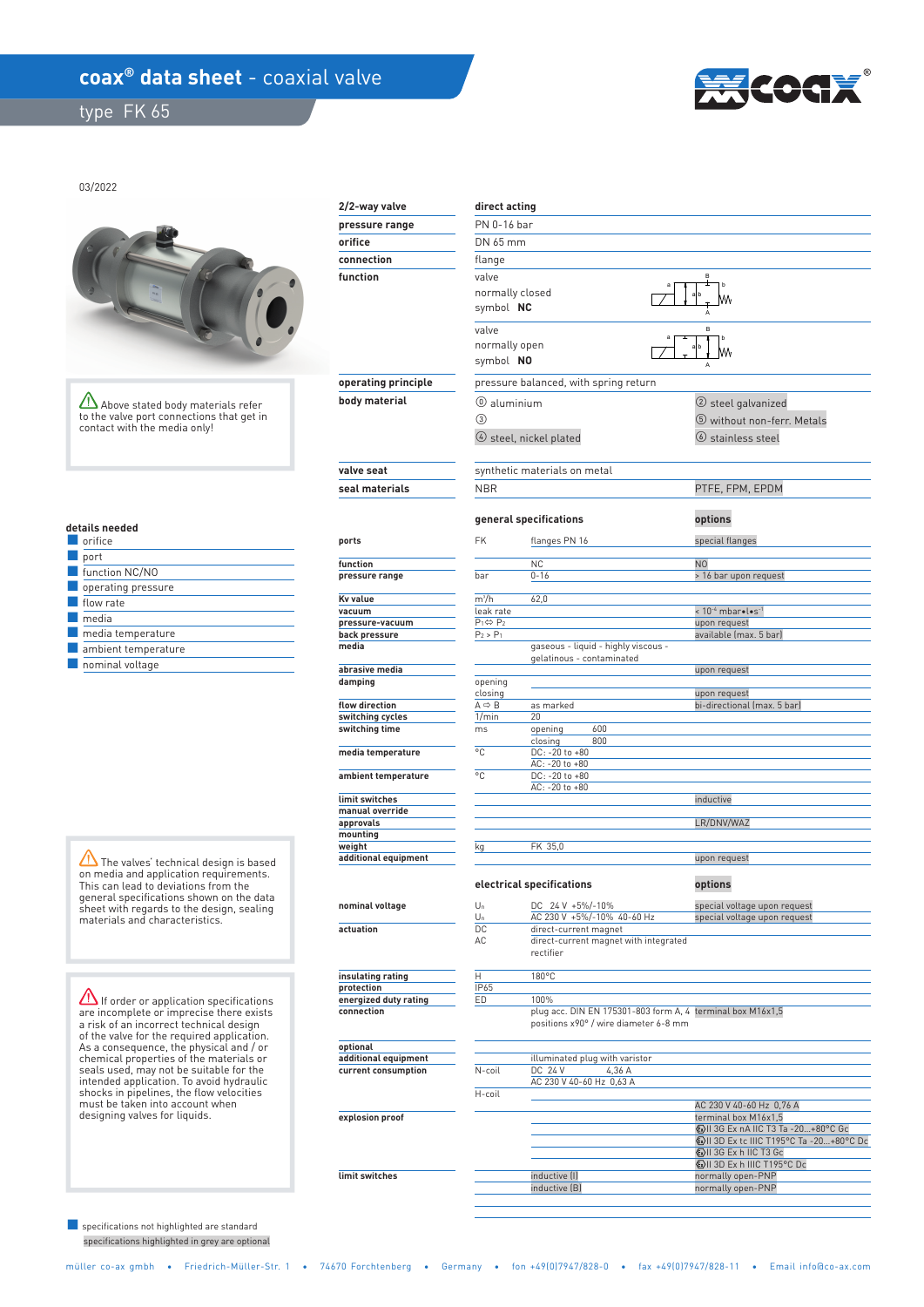# coax® data sheet - coaxial valve

## type FK 65

03/2022

⚠ Above stated body materials refer to the valve port connections that get in contact with the media only!

| 2/2-way valve | direct acting | |
|---|---|---|
| pressure range | PN 0-16 bar | |
| orifice | DN 65 mm | |
| connection | flange | |
| function | valve normally closed symbol **NC** | |
| | valve normally open symbol **NO** | |
| operating principle | pressure balanced, with spring return | |
| body material | ⓪ aluminium | ② steel galvanized |
| | ③ | ⑤ without non-ferr. Metals |
| | ④ steel, nickel plated | ⑥ stainless steel |
| valve seat | synthetic materials on metal | |
| seal materials | NBR | PTFE, FPM, EPDM |

### details needed

- orifice
- port
- function NC/NO
- operating pressure
- flow rate
- media
- media temperature
- ambient temperature
- nominal voltage

| | **general specifications** | | **options** |
|---|---|---|---|
| **ports** | FK | flanges PN 16 | special flanges |
| **function** | | NC | NO |
| **pressure range** | bar | 0-16 | > 16 bar upon request |
| **Kv value** | m³/h | 62,0 | |
| **vacuum** | leak rate | | < $10^{-6}$ mbar•l•s⁻¹ |
| **pressure-vacuum** | $P_1 \Leftrightarrow P_2$ | | upon request |
| **back pressure** | $P_2 > P_1$ | | available (max. 5 bar) |
| **media** | | gaseous - liquid - highly viscous - gelatinous - contaminated | |
| **abrasive media** | | | upon request |
| **damping** | opening | | |
| | closing | | upon request |
| **flow direction** | A ⇨ B | as marked | bi-directional (max. 5 bar) |
| **switching cycles** | 1/min | 20 | |
| **switching time** | ms | opening 600 | |
| | | closing 800 | |
| **media temperature** | °C | DC: -20 to +80 | |
| | | AC: -20 to +80 | |
| **ambient temperature** | °C | DC: -20 to +80 | |
| | | AC: -20 to +80 | |
| **limit switches** | | | inductive |
| **manual override** | | | |
| **approvals** | | | LR/DNV/WAZ |
| **mounting** | | | |
| **weight** | kg | FK 35,0 | |
| **additional equipment** | | | upon request |

⚠ The valves' technical design is based on media and application requirements. This can lead to deviations from the general specifications shown on the data sheet with regards to the design, sealing materials and characteristics.

| | **electrical specifications** | | **options** |
|---|---|---|---|
| **nominal voltage** | $U_n$ | DC 24 V +5%/-10% | special voltage upon request |
| | $U_n$ | AC 230 V +5%/-10% 40-60 Hz | special voltage upon request |
| **actuation** | DC | direct-current magnet | |
| | AC | direct-current magnet with integrated rectifier | |
| **insulating rating** | H | 180°C | |
| **protection** | IP65 | | |
| **energized duty rating** | ED | 100% | |
| **connection** | | plug acc. DIN EN 175301-803 form A, 4 positions x90° / wire diameter 6-8 mm | terminal box M16x1,5 |
| **optional additional equipment** | | illuminated plug with varistor | |
| **current consumption** | N-coil | DC 24 V 4,36 A | |
| | | AC 230 V 40-60 Hz 0,63 A | |
| | H-coil | | |
| | | | AC 230 V 40-60 Hz 0,76 A |
| **explosion proof** | | | terminal box M16x1,5 |
| | | | II 3G Ex nA IIC T3 Ta -20...+80°C Gc |
| | | | II 3D Ex tc IIIC T195°C Ta -20...+80°C Dc |
| | | | II 3G Ex h IIC T3 Gc |
| | | | II 3D Ex h IIIC T195°C Dc |
| **limit switches** | | inductive (I) | normally open-PNP |
| | | inductive (B) | normally open-PNP |

⚠ If order or application specifications are incomplete or imprecise there exists a risk of an incorrect technical application of the valve for the required application. As a consequence, the physical and / or chemical properties of the materials or seals used, may not be suitable for the intended application. To avoid hydraulic shocks in pipelines, the flow velocities must be taken into account when designing valves for liquids.

specifications not highlighted are standard

specifications highlighted in grey are optional

müller co-ax gmbh • Friedrich-Müller-Str. 1 • 74670 Forchtenberg • Germany • fon +49(0)7947/828-0 • fax +49(0)7947/828-11 • Email info@co-ax.com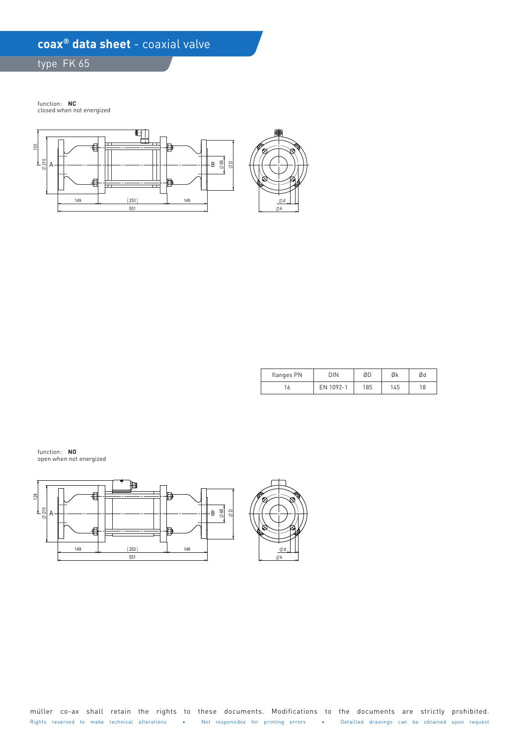# coax® data sheet - coaxial valve

## type FK 65

function: **NC**
closed when not energized

130

Ø 210

A

B

Ø 65

Ø D

149

(253)

149

551

Ø d

Ø k

| flanges PN | DIN | ØD | Øk | Ød |
|---|---|---|---|---|
| 16 | EN 1092-1 | 185 | 145 | 18 |

function: **NO**
open when not energized

124

Ø 210

A

B

Ø 65

Ø D

149

(253)

149

551

Ø d

Ø k

müller co-ax shall retain the rights to these documents. Modifications to the documents are strictly prohibited.
Rights reserved to make technical alterations • Not responsible for printing errors • Detailled drawings can be obtained upon request